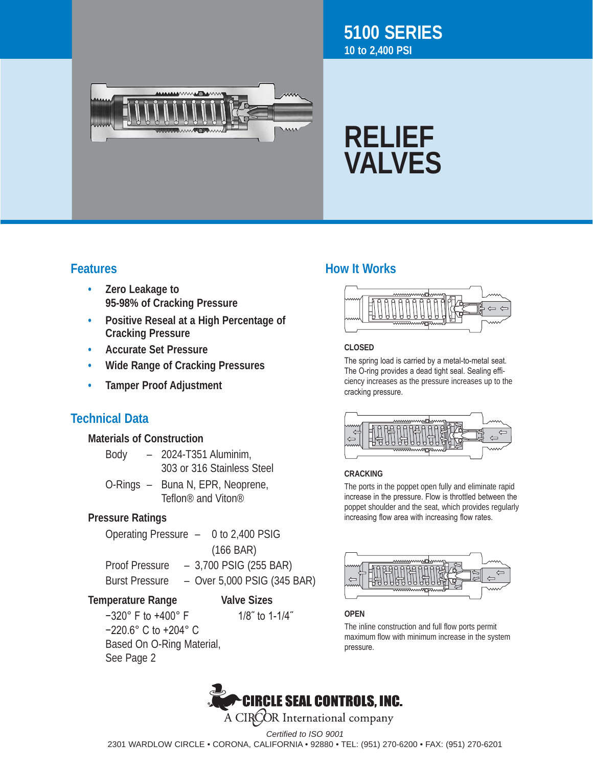# 5100 SERIES

**10 to 2,400 PSI**

# RELIEF VALVES

## Features

- **Zero Leakage to 95-98% of Cracking Pressure**
- **Positive Reseal at a High Percentage of Cracking Pressure**
- **Accurate Set Pressure**
- **Wide Range of Cracking Pressures**
- **Tamper Proof Adjustment**

## Technical Data

### Materials of Construction

Body – 2024-T351 Aluminim, 303 or 316 Stainless Steel

O-Rings – Buna N, EPR, Neoprene, Teflon® and Viton®

### Pressure Ratings

Operating Pressure – 0 to 2,400 PSIG (166 BAR)

Proof Pressure – 3,700 PSIG (255 BAR)

Burst Pressure – Over 5,000 PSIG (345 BAR)

### Temperature Range

−320° F to +400° F

−220.6° C to +204° C

Based On O-Ring Material, See Page 2

### Valve Sizes

1/8″ to 1-1/4″

## How It Works

**CLOSED**

The spring load is carried by a metal-to-metal seat. The O-ring provides a dead tight seal. Sealing efficiency increases as the pressure increases up to the cracking pressure.

**CRACKING**

The ports in the poppet open fully and eliminate rapid increase in the pressure. Flow is throttled between the poppet shoulder and the seat, which provides regularly increasing flow area with increasing flow rates.

**OPEN**

The inline construction and full flow ports permit maximum flow with minimum increase in the system pressure.

**CIRCLE SEAL CONTROLS, INC.**

A CIRCOR International company

*Certified to ISO 9001*

2301 WARDLOW CIRCLE • CORONA, CALIFORNIA • 92880 • TEL: (951) 270-6200 • FAX: (951) 270-6201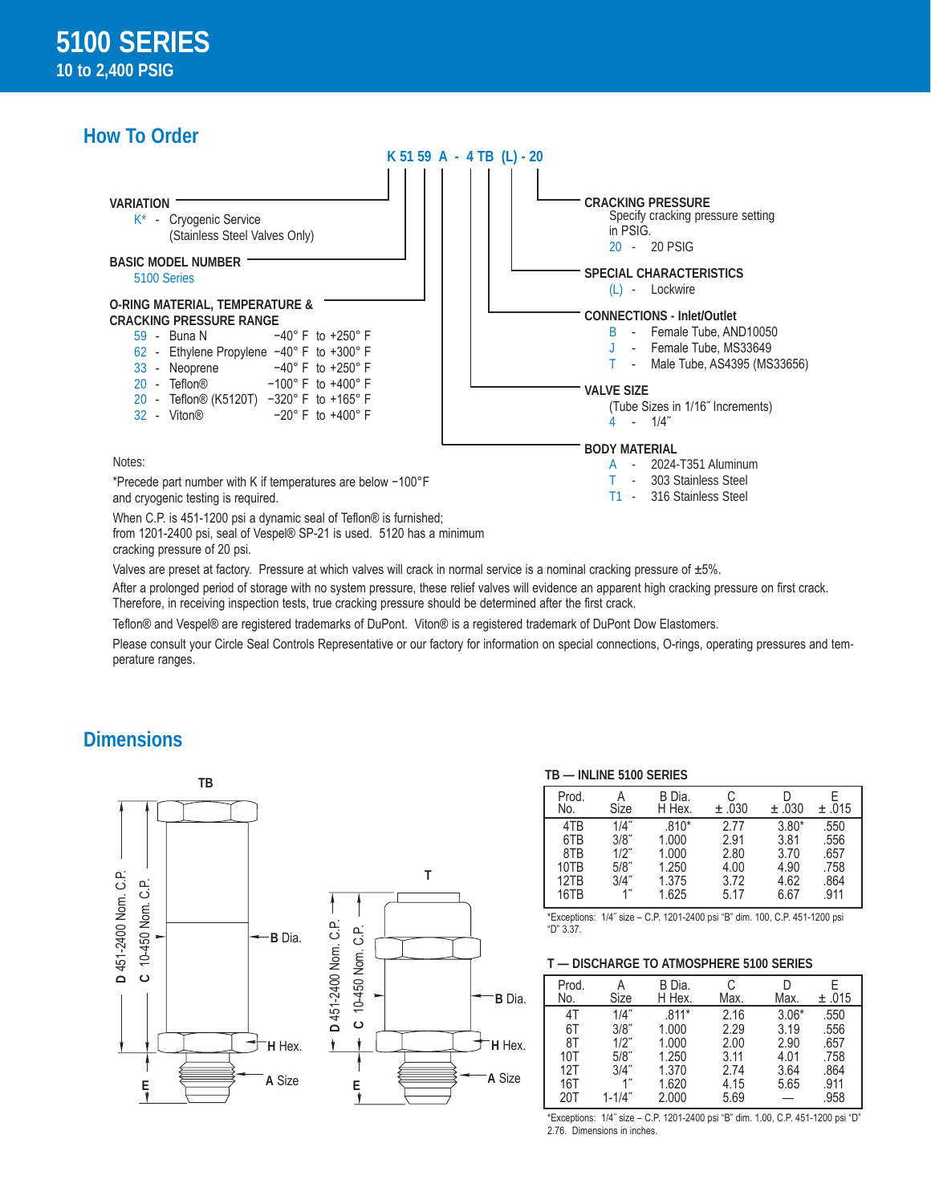# 5100 SERIES
## 10 to 2,400 PSIG

## How To Order

**K 51 59 A - 4 TB (L) - 20**

**VARIATION**
- K* - Cryogenic Service (Stainless Steel Valves Only)

**BASIC MODEL NUMBER**
- 5100 Series

**O-RING MATERIAL, TEMPERATURE & CRACKING PRESSURE RANGE**

| Code | Material | Temperature Range |
|---|---|---|
| 59 | Buna N | −40° F to +250° F |
| 62 | Ethylene Propylene | −40° F to +300° F |
| 33 | Neoprene | −40° F to +250° F |
| 20 | Teflon® | −100° F to +400° F |
| 20 | Teflon® (K5120T) | −320° F to +165° F |
| 32 | Viton® | −20° F to +400° F |

**CRACKING PRESSURE**
Specify cracking pressure setting in PSIG.
- 20 - 20 PSIG

**SPECIAL CHARACTERISTICS**
- (L) - Lockwire

**CONNECTIONS - Inlet/Outlet**
- B - Female Tube, AND10050
- J - Female Tube, MS33649
- T - Male Tube, AS4395 (MS33656)

**VALVE SIZE**
(Tube Sizes in 1/16˝ Increments)
- 4 - 1/4˝

**BODY MATERIAL**
- A - 2024-T351 Aluminum
- T - 303 Stainless Steel
- T1 - 316 Stainless Steel

Notes:

*Precede part number with K if temperatures are below −100°F and cryogenic testing is required.

When C.P. is 451-1200 psi a dynamic seal of Teflon® is furnished; from 1201-2400 psi, seal of Vespel® SP-21 is used. 5120 has a minimum cracking pressure of 20 psi.

Valves are preset at factory. Pressure at which valves will crack in normal service is a nominal cracking pressure of ±5%.

After a prolonged period of storage with no system pressure, these relief valves will evidence an apparent high cracking pressure on first crack. Therefore, in receiving inspection tests, true cracking pressure should be determined after the first crack.

Teflon® and Vespel® are registered trademarks of DuPont. Viton® is a registered trademark of DuPont Dow Elastomers.

Please consult your Circle Seal Controls Representative or our factory for information on special connections, O-rings, operating pressures and temperature ranges.

## Dimensions

TB — D 451-2400 Nom. C.P. / C 10-450 Nom. C.P. / B Dia. / H Hex. / A Size / E

T — D 451-2400 Nom. C.P. / C 10-450 Nom. C.P. / B Dia. / H Hex. / A Size / E

### TB — INLINE 5100 SERIES

| Prod. No. | A Size | B Dia. H Hex. | C ± .030 | D ± .030 | E ± .015 |
|---|---|---|---|---|---|
| 4TB | 1/4˝ | .810* | 2.77 | 3.80* | .550 |
| 6TB | 3/8˝ | 1.000 | 2.91 | 3.81 | .556 |
| 8TB | 1/2˝ | 1.000 | 2.80 | 3.70 | .657 |
| 10TB | 5/8˝ | 1.250 | 4.00 | 4.90 | .758 |
| 12TB | 3/4˝ | 1.375 | 3.72 | 4.62 | .864 |
| 16TB | 1˝ | 1.625 | 5.17 | 6.67 | .911 |

*Exceptions: 1/4˝ size – C.P. 1201-2400 psi "B" dim. 100, C.P. 451-1200 psi "D" 3.37.

### T — DISCHARGE TO ATMOSPHERE 5100 SERIES

| Prod. No. | A Size | B Dia. H Hex. | C Max. | D Max. | E ± .015 |
|---|---|---|---|---|---|
| 4T | 1/4˝ | .811* | 2.16 | 3.06* | .550 |
| 6T | 3/8˝ | 1.000 | 2.29 | 3.19 | .556 |
| 8T | 1/2˝ | 1.000 | 2.00 | 2.90 | .657 |
| 10T | 5/8˝ | 1.250 | 3.11 | 4.01 | .758 |
| 12T | 3/4˝ | 1.370 | 2.74 | 3.64 | .864 |
| 16T | 1˝ | 1.620 | 4.15 | 5.65 | .911 |
| 20T | 1-1/4˝ | 2.000 | 5.69 | — | .958 |

*Exceptions: 1/4˝ size – C.P. 1201-2400 psi "B" dim. 1.00, C.P. 451-1200 psi "D" 2.76. Dimensions in inches.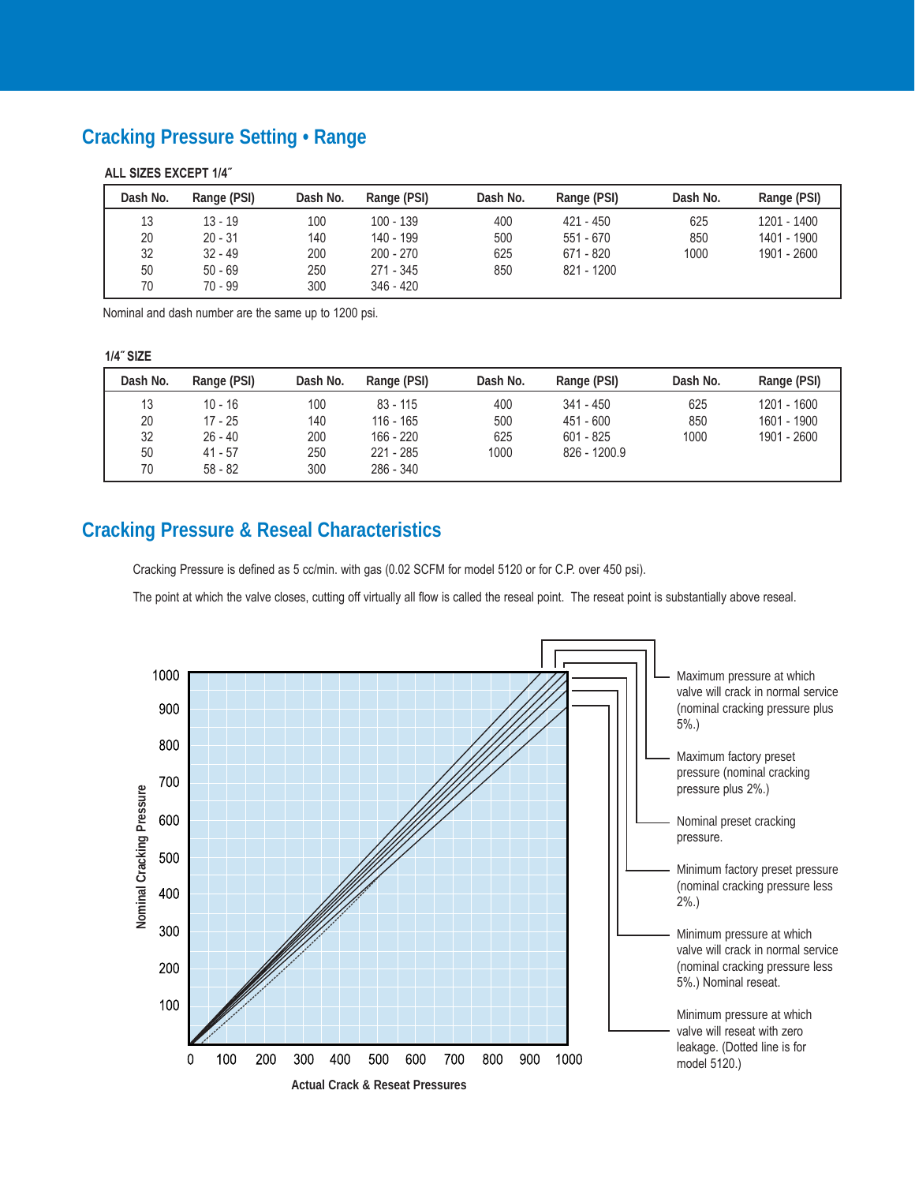## Cracking Pressure Setting • Range

**ALL SIZES EXCEPT 1/4˝**

| Dash No. | Range (PSI) | Dash No. | Range (PSI) | Dash No. | Range (PSI) | Dash No. | Range (PSI) |
|---|---|---|---|---|---|---|---|
| 13 | 13 - 19 | 100 | 100 - 139 | 400 | 421 - 450 | 625 | 1201 - 1400 |
| 20 | 20 - 31 | 140 | 140 - 199 | 500 | 551 - 670 | 850 | 1401 - 1900 |
| 32 | 32 - 49 | 200 | 200 - 270 | 625 | 671 - 820 | 1000 | 1901 - 2600 |
| 50 | 50 - 69 | 250 | 271 - 345 | 850 | 821 - 1200 | | |
| 70 | 70 - 99 | 300 | 346 - 420 | | | | |

Nominal and dash number are the same up to 1200 psi.

**1/4˝ SIZE**

| Dash No. | Range (PSI) | Dash No. | Range (PSI) | Dash No. | Range (PSI) | Dash No. | Range (PSI) |
|---|---|---|---|---|---|---|---|
| 13 | 10 - 16 | 100 | 83 - 115 | 400 | 341 - 450 | 625 | 1201 - 1600 |
| 20 | 17 - 25 | 140 | 116 - 165 | 500 | 451 - 600 | 850 | 1601 - 1900 |
| 32 | 26 - 40 | 200 | 166 - 220 | 625 | 601 - 825 | 1000 | 1901 - 2600 |
| 50 | 41 - 57 | 250 | 221 - 285 | 1000 | 826 - 1200.9 | | |
| 70 | 58 - 82 | 300 | 286 - 340 | | | | |

## Cracking Pressure & Reseal Characteristics

Cracking Pressure is defined as 5 cc/min. with gas (0.02 SCFM for model 5120 or for C.P. over 450 psi).

The point at which the valve closes, cutting off virtually all flow is called the reseal point. The reseat point is substantially above reseal.

Nominal Cracking Pressure (0–1000) vs. Actual Crack & Reseat Pressures (0–1000)

- Maximum pressure at which valve will crack in normal service (nominal cracking pressure plus 5%.)
- Maximum factory preset pressure (nominal cracking pressure plus 2%.)
- Nominal preset cracking pressure.
- Minimum factory preset pressure (nominal cracking pressure less 2%.)
- Minimum pressure at which valve will crack in normal service (nominal cracking pressure less 5%.) Nominal reseat.
- Minimum pressure at which valve will reseat with zero leakage. (Dotted line is for model 5120.)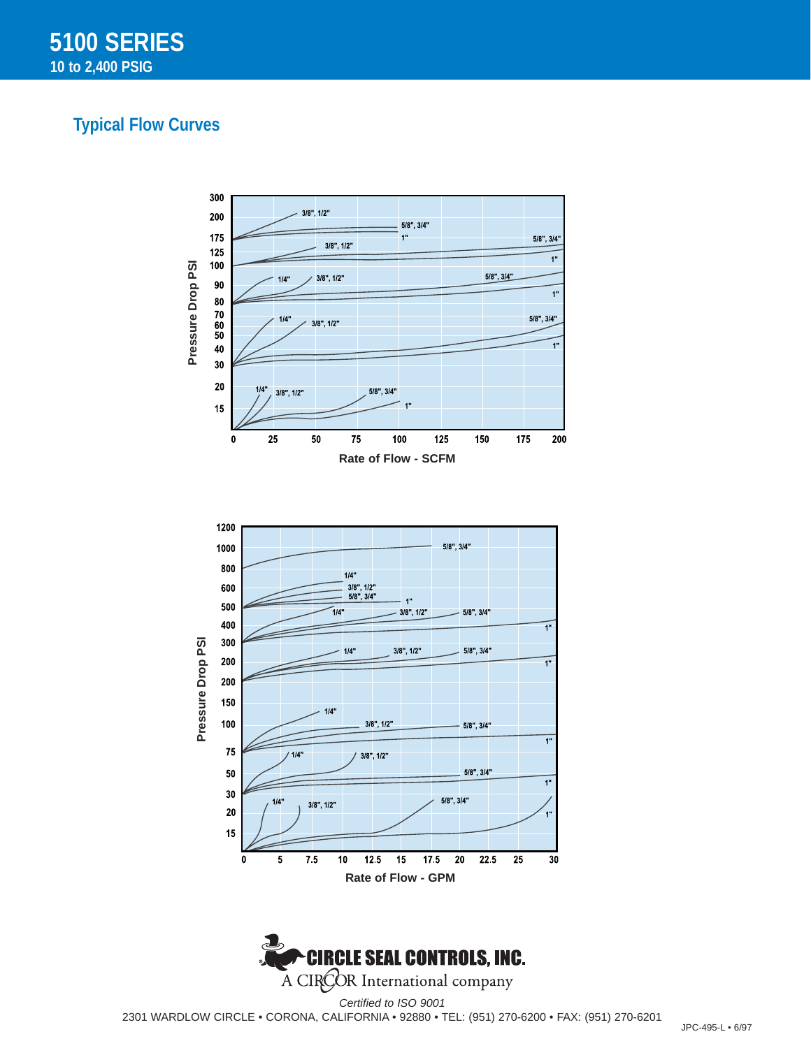# 5100 SERIES

**10 to 2,400 PSIG**

## Typical Flow Curves

Pressure Drop PSI

300
200
175
125
100
90
80
70
60
50
40
30
20
15

3/8", 1/2"
5/8", 3/4"
1"
5/8", 3/4"
3/8", 1/2"
1"
1/4"
3/8", 1/2"
5/8", 3/4"
1"
1/4"
3/8", 1/2"
5/8", 3/4"
1"
1/4"
3/8", 1/2"
5/8", 3/4"
1"

0 25 50 75 100 125 150 175 200

Rate of Flow - SCFM

Pressure Drop PSI

1200
1000
800
600
500
400
300
200
200
150
100
75
50
30
20
15

5/8", 3/4"
1/4"
3/8", 1/2"
5/8", 3/4"
1"
1/4"
3/8", 1/2"
5/8", 3/4"
1"
1/4"
3/8", 1/2"
5/8", 3/4"
1"
1/4"
3/8", 1/2"
5/8", 3/4"
1"
1/4"
3/8", 1/2"
5/8", 3/4"
1"
1/4"
3/8", 1/2"
5/8", 3/4"
1"

0 5 7.5 10 12.5 15 17.5 20 22.5 25 30

Rate of Flow - GPM

CIRCLE SEAL CONTROLS, INC.

A CIRCOR International company

*Certified to ISO 9001*

2301 WARDLOW CIRCLE • CORONA, CALIFORNIA • 92880 • TEL: (951) 270-6200 • FAX: (951) 270-6201

JPC-495-L • 6/97